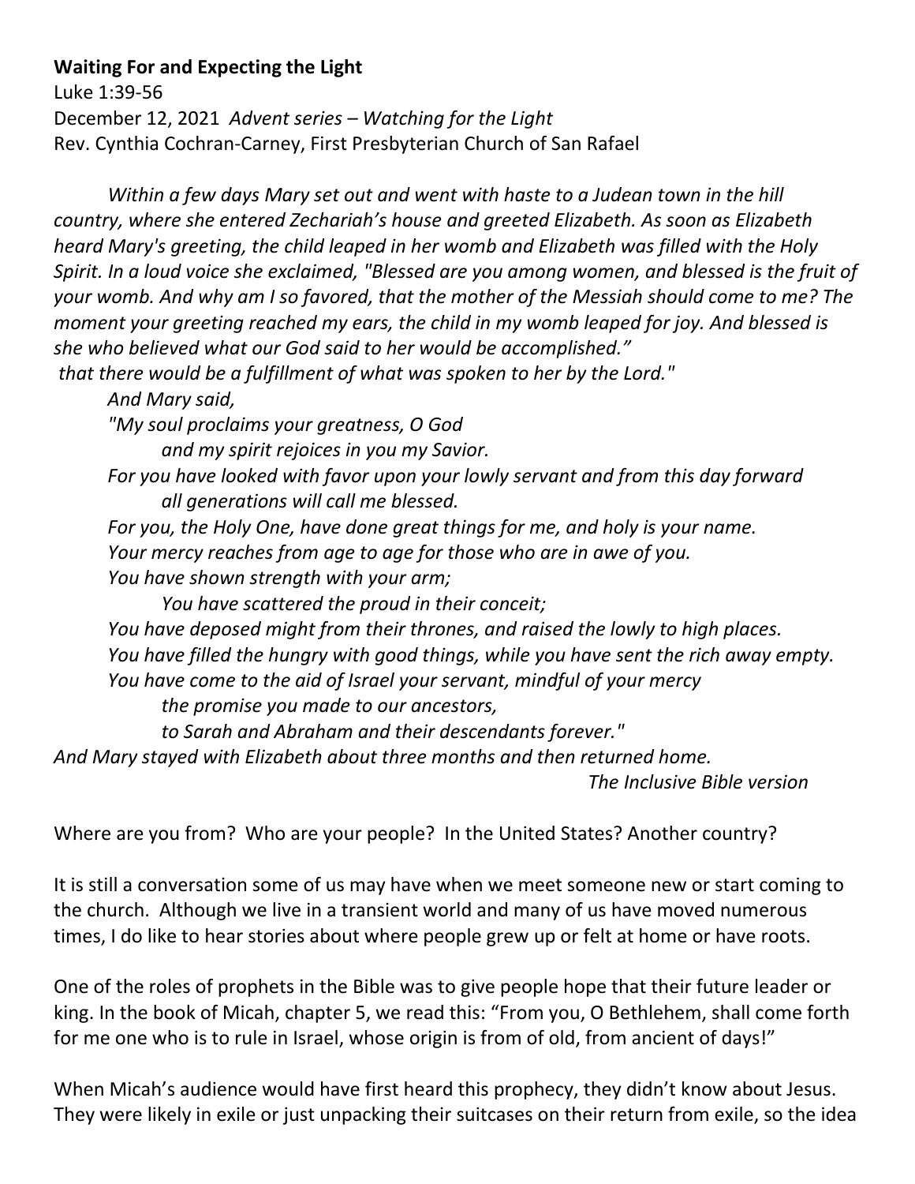**Waiting For and Expecting the Light**

Luke 1:39-56

December 12, 2021 *Advent series – Watching for the Light*

Rev. Cynthia Cochran-Carney, First Presbyterian Church of San Rafael

*Within a few days Mary set out and went with haste to a Judean town in the hill country, where she entered Zechariah's house and greeted Elizabeth. As soon as Elizabeth heard Mary's greeting, the child leaped in her womb and Elizabeth was filled with the Holy Spirit. In a loud voice she exclaimed, "Blessed are you among women, and blessed is the fruit of your womb. And why am I so favored, that the mother of the Messiah should come to me? The moment your greeting reached my ears, the child in my womb leaped for joy. And blessed is she who believed what our God said to her would be accomplished."*
*that there would be a fulfillment of what was spoken to her by the Lord."*

*And Mary said,*
*"My soul proclaims your greatness, O God*
*and my spirit rejoices in you my Savior.*
*For you have looked with favor upon your lowly servant and from this day forward*
*all generations will call me blessed.*
*For you, the Holy One, have done great things for me, and holy is your name.*
*Your mercy reaches from age to age for those who are in awe of you.*
*You have shown strength with your arm;*
*You have scattered the proud in their conceit;*
*You have deposed might from their thrones, and raised the lowly to high places.*
*You have filled the hungry with good things, while you have sent the rich away empty.*
*You have come to the aid of Israel your servant, mindful of your mercy*
*the promise you made to our ancestors,*
*to Sarah and Abraham and their descendants forever."*
*And Mary stayed with Elizabeth about three months and then returned home.*

*The Inclusive Bible version*

Where are you from? Who are your people? In the United States? Another country?

It is still a conversation some of us may have when we meet someone new or start coming to the church. Although we live in a transient world and many of us have moved numerous times, I do like to hear stories about where people grew up or felt at home or have roots.

One of the roles of prophets in the Bible was to give people hope that their future leader or king. In the book of Micah, chapter 5, we read this: "From you, O Bethlehem, shall come forth for me one who is to rule in Israel, whose origin is from of old, from ancient of days!"

When Micah's audience would have first heard this prophecy, they didn't know about Jesus. They were likely in exile or just unpacking their suitcases on their return from exile, so the idea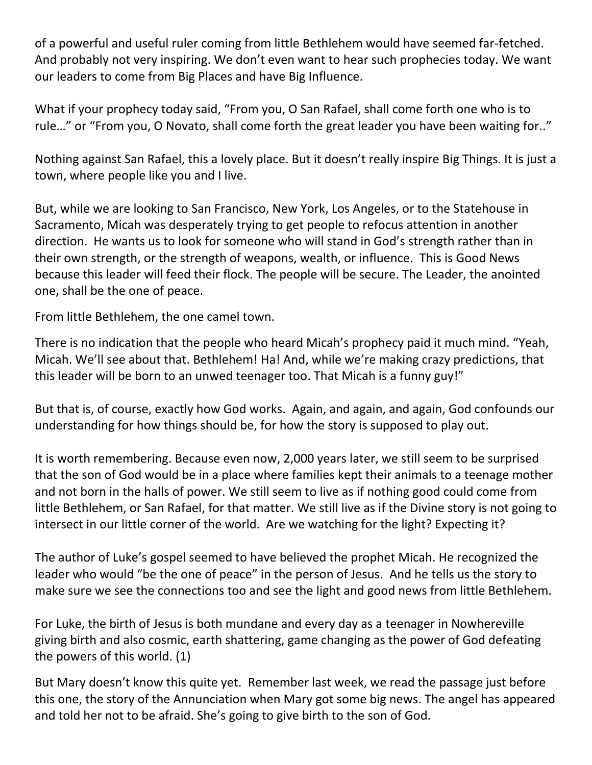of a powerful and useful ruler coming from little Bethlehem would have seemed far-fetched. And probably not very inspiring. We don't even want to hear such prophecies today. We want our leaders to come from Big Places and have Big Influence.

What if your prophecy today said, "From you, O San Rafael, shall come forth one who is to rule…" or "From you, O Novato, shall come forth the great leader you have been waiting for.."

Nothing against San Rafael, this a lovely place. But it doesn't really inspire Big Things. It is just a town, where people like you and I live.

But, while we are looking to San Francisco, New York, Los Angeles, or to the Statehouse in Sacramento, Micah was desperately trying to get people to refocus attention in another direction. He wants us to look for someone who will stand in God's strength rather than in their own strength, or the strength of weapons, wealth, or influence. This is Good News because this leader will feed their flock. The people will be secure. The Leader, the anointed one, shall be the one of peace.

From little Bethlehem, the one camel town.

There is no indication that the people who heard Micah's prophecy paid it much mind. "Yeah, Micah. We'll see about that. Bethlehem! Ha! And, while we're making crazy predictions, that this leader will be born to an unwed teenager too. That Micah is a funny guy!"

But that is, of course, exactly how God works. Again, and again, and again, God confounds our understanding for how things should be, for how the story is supposed to play out.

It is worth remembering. Because even now, 2,000 years later, we still seem to be surprised that the son of God would be in a place where families kept their animals to a teenage mother and not born in the halls of power. We still seem to live as if nothing good could come from little Bethlehem, or San Rafael, for that matter. We still live as if the Divine story is not going to intersect in our little corner of the world. Are we watching for the light? Expecting it?

The author of Luke's gospel seemed to have believed the prophet Micah. He recognized the leader who would "be the one of peace" in the person of Jesus. And he tells us the story to make sure we see the connections too and see the light and good news from little Bethlehem.

For Luke, the birth of Jesus is both mundane and every day as a teenager in Nowhereville giving birth and also cosmic, earth shattering, game changing as the power of God defeating the powers of this world. (1)

But Mary doesn't know this quite yet. Remember last week, we read the passage just before this one, the story of the Annunciation when Mary got some big news. The angel has appeared and told her not to be afraid. She's going to give birth to the son of God.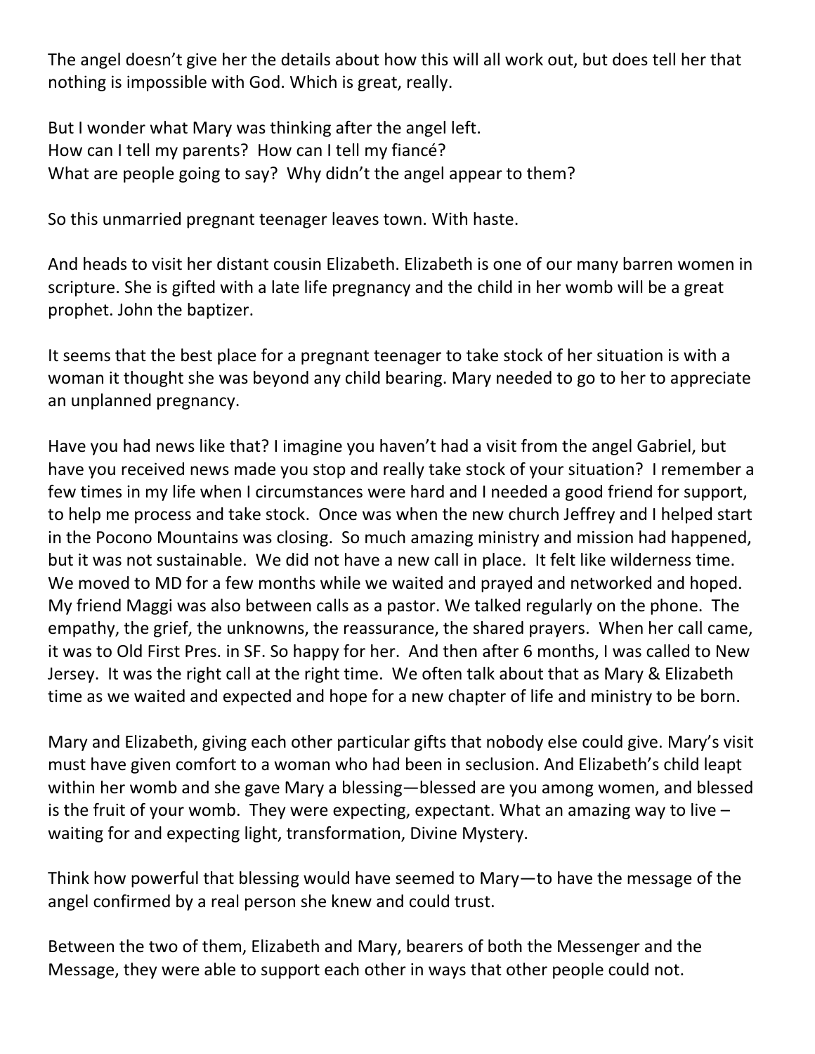The angel doesn't give her the details about how this will all work out, but does tell her that nothing is impossible with God. Which is great, really.

But I wonder what Mary was thinking after the angel left.
How can I tell my parents? How can I tell my fiancé?
What are people going to say? Why didn't the angel appear to them?

So this unmarried pregnant teenager leaves town. With haste.

And heads to visit her distant cousin Elizabeth. Elizabeth is one of our many barren women in scripture. She is gifted with a late life pregnancy and the child in her womb will be a great prophet. John the baptizer.

It seems that the best place for a pregnant teenager to take stock of her situation is with a woman it thought she was beyond any child bearing. Mary needed to go to her to appreciate an unplanned pregnancy.

Have you had news like that? I imagine you haven't had a visit from the angel Gabriel, but have you received news made you stop and really take stock of your situation? I remember a few times in my life when I circumstances were hard and I needed a good friend for support, to help me process and take stock. Once was when the new church Jeffrey and I helped start in the Pocono Mountains was closing. So much amazing ministry and mission had happened, but it was not sustainable. We did not have a new call in place. It felt like wilderness time. We moved to MD for a few months while we waited and prayed and networked and hoped. My friend Maggi was also between calls as a pastor. We talked regularly on the phone. The empathy, the grief, the unknowns, the reassurance, the shared prayers. When her call came, it was to Old First Pres. in SF. So happy for her. And then after 6 months, I was called to New Jersey. It was the right call at the right time. We often talk about that as Mary & Elizabeth time as we waited and expected and hope for a new chapter of life and ministry to be born.

Mary and Elizabeth, giving each other particular gifts that nobody else could give. Mary's visit must have given comfort to a woman who had been in seclusion. And Elizabeth's child leapt within her womb and she gave Mary a blessing—blessed are you among women, and blessed is the fruit of your womb. They were expecting, expectant. What an amazing way to live – waiting for and expecting light, transformation, Divine Mystery.

Think how powerful that blessing would have seemed to Mary—to have the message of the angel confirmed by a real person she knew and could trust.

Between the two of them, Elizabeth and Mary, bearers of both the Messenger and the Message, they were able to support each other in ways that other people could not.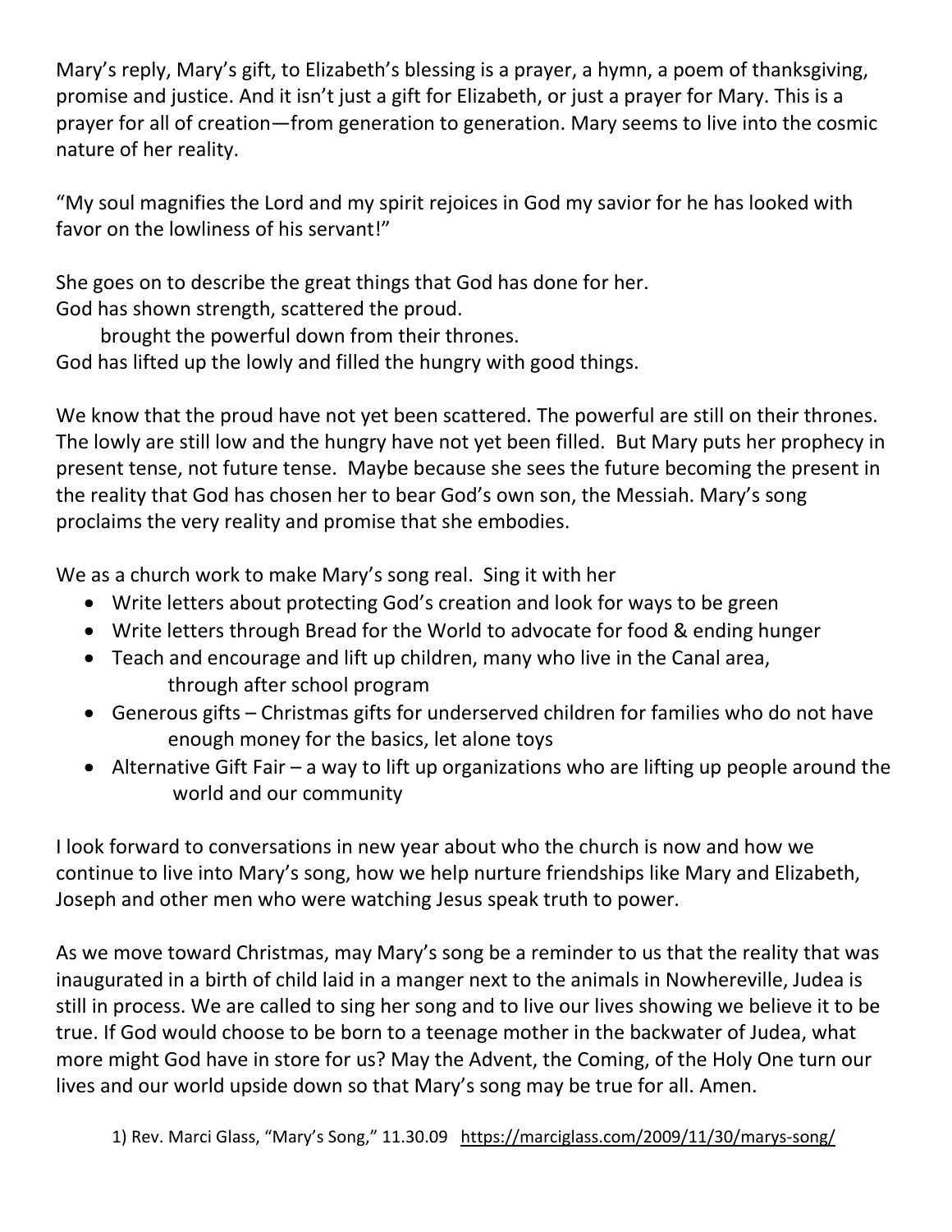Mary's reply, Mary's gift, to Elizabeth's blessing is a prayer, a hymn, a poem of thanksgiving, promise and justice. And it isn't just a gift for Elizabeth, or just a prayer for Mary. This is a prayer for all of creation—from generation to generation. Mary seems to live into the cosmic nature of her reality.

"My soul magnifies the Lord and my spirit rejoices in God my savior for he has looked with favor on the lowliness of his servant!"

She goes on to describe the great things that God has done for her.
God has shown strength, scattered the proud.
brought the powerful down from their thrones.
God has lifted up the lowly and filled the hungry with good things.

We know that the proud have not yet been scattered. The powerful are still on their thrones. The lowly are still low and the hungry have not yet been filled. But Mary puts her prophecy in present tense, not future tense. Maybe because she sees the future becoming the present in the reality that God has chosen her to bear God's own son, the Messiah. Mary's song proclaims the very reality and promise that she embodies.

We as a church work to make Mary's song real. Sing it with her

- Write letters about protecting God's creation and look for ways to be green
- Write letters through Bread for the World to advocate for food & ending hunger
- Teach and encourage and lift up children, many who live in the Canal area, through after school program
- Generous gifts – Christmas gifts for underserved children for families who do not have enough money for the basics, let alone toys
- Alternative Gift Fair – a way to lift up organizations who are lifting up people around the world and our community

I look forward to conversations in new year about who the church is now and how we continue to live into Mary's song, how we help nurture friendships like Mary and Elizabeth, Joseph and other men who were watching Jesus speak truth to power.

As we move toward Christmas, may Mary's song be a reminder to us that the reality that was inaugurated in a birth of child laid in a manger next to the animals in Nowhereville, Judea is still in process. We are called to sing her song and to live our lives showing we believe it to be true. If God would choose to be born to a teenage mother in the backwater of Judea, what more might God have in store for us? May the Advent, the Coming, of the Holy One turn our lives and our world upside down so that Mary's song may be true for all. Amen.

1) Rev. Marci Glass, "Mary's Song," 11.30.09 https://marciglass.com/2009/11/30/marys-song/